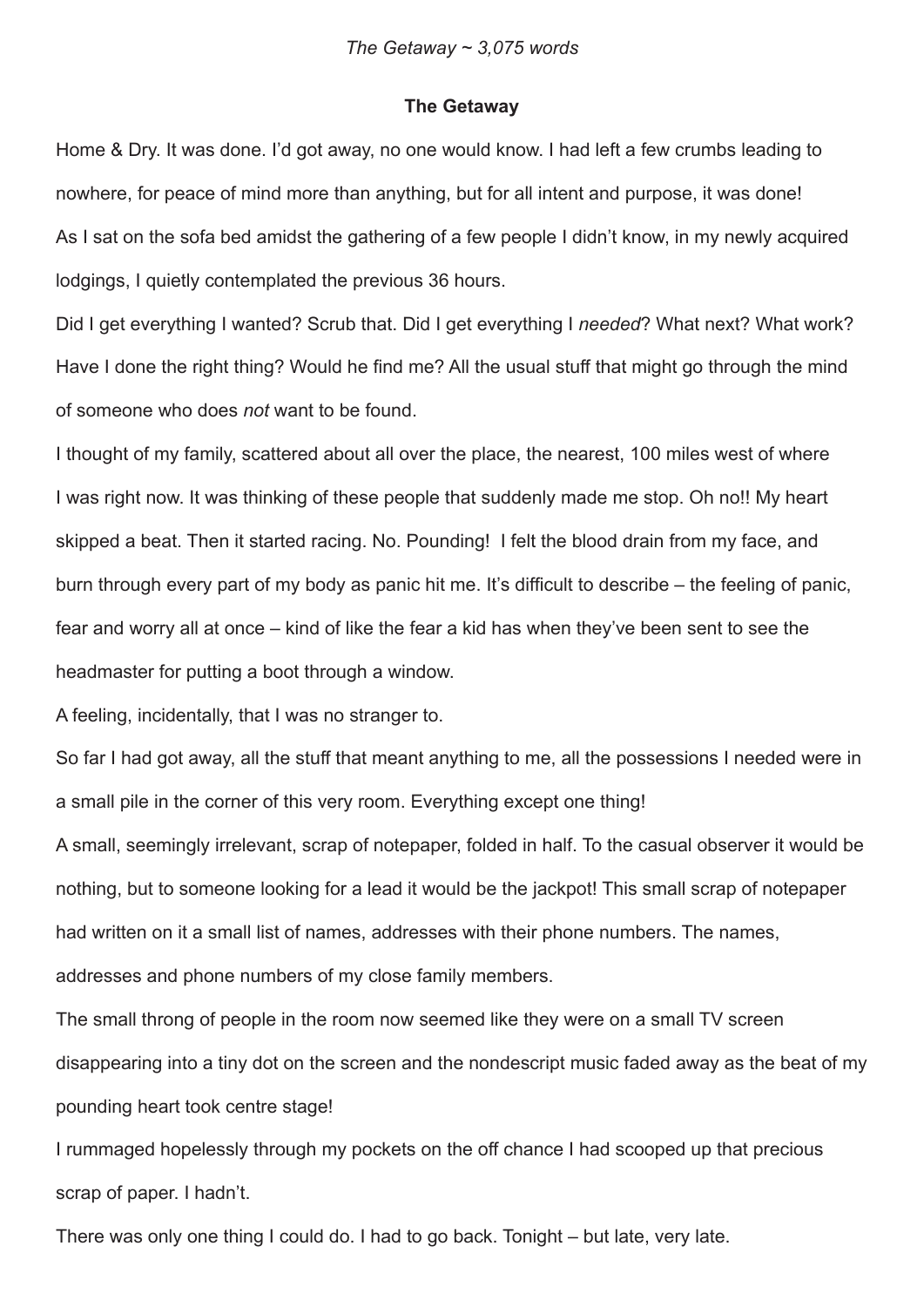*The Getaway ~ 3,075 words*

# The Getaway

Home & Dry. It was done. I'd got away, no one would know. I had left a few crumbs leading to nowhere, for peace of mind more than anything, but for all intent and purpose, it was done!

As I sat on the sofa bed amidst the gathering of a few people I didn't know, in my newly acquired lodgings, I quietly contemplated the previous 36 hours.

Did I get everything I wanted? Scrub that. Did I get everything I *needed*? What next? What work? Have I done the right thing? Would he find me? All the usual stuff that might go through the mind of someone who does *not* want to be found.

I thought of my family, scattered about all over the place, the nearest, 100 miles west of where I was right now. It was thinking of these people that suddenly made me stop. Oh no!! My heart skipped a beat. Then it started racing. No. Pounding! I felt the blood drain from my face, and burn through every part of my body as panic hit me. It's difficult to describe – the feeling of panic, fear and worry all at once – kind of like the fear a kid has when they've been sent to see the headmaster for putting a boot through a window.

A feeling, incidentally, that I was no stranger to.

So far I had got away, all the stuff that meant anything to me, all the possessions I needed were in a small pile in the corner of this very room. Everything except one thing!

A small, seemingly irrelevant, scrap of notepaper, folded in half. To the casual observer it would be nothing, but to someone looking for a lead it would be the jackpot! This small scrap of notepaper had written on it a small list of names, addresses with their phone numbers. The names, addresses and phone numbers of my close family members.

The small throng of people in the room now seemed like they were on a small TV screen disappearing into a tiny dot on the screen and the nondescript music faded away as the beat of my pounding heart took centre stage!

I rummaged hopelessly through my pockets on the off chance I had scooped up that precious scrap of paper. I hadn't.

There was only one thing I could do. I had to go back. Tonight – but late, very late.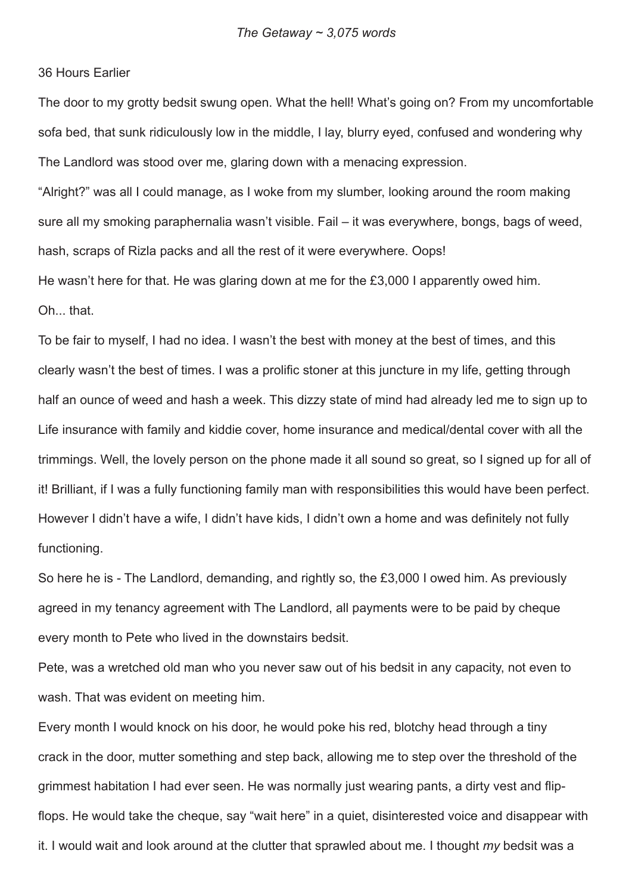*The Getaway ~ 3,075 words*

36 Hours Earlier

The door to my grotty bedsit swung open. What the hell! What's going on? From my uncomfortable sofa bed, that sunk ridiculously low in the middle, I lay, blurry eyed, confused and wondering why The Landlord was stood over me, glaring down with a menacing expression.

"Alright?" was all I could manage, as I woke from my slumber, looking around the room making sure all my smoking paraphernalia wasn't visible. Fail – it was everywhere, bongs, bags of weed, hash, scraps of Rizla packs and all the rest of it were everywhere. Oops!

He wasn't here for that. He was glaring down at me for the £3,000 I apparently owed him.

Oh... that.

To be fair to myself, I had no idea. I wasn't the best with money at the best of times, and this clearly wasn't the best of times. I was a prolific stoner at this juncture in my life, getting through half an ounce of weed and hash a week. This dizzy state of mind had already led me to sign up to Life insurance with family and kiddie cover, home insurance and medical/dental cover with all the trimmings. Well, the lovely person on the phone made it all sound so great, so I signed up for all of it! Brilliant, if I was a fully functioning family man with responsibilities this would have been perfect. However I didn't have a wife, I didn't have kids, I didn't own a home and was definitely not fully functioning.

So here he is - The Landlord, demanding, and rightly so, the £3,000 I owed him. As previously agreed in my tenancy agreement with The Landlord, all payments were to be paid by cheque every month to Pete who lived in the downstairs bedsit.

Pete, was a wretched old man who you never saw out of his bedsit in any capacity, not even to wash. That was evident on meeting him.

Every month I would knock on his door, he would poke his red, blotchy head through a tiny crack in the door, mutter something and step back, allowing me to step over the threshold of the grimmest habitation I had ever seen. He was normally just wearing pants, a dirty vest and flip-flops. He would take the cheque, say "wait here" in a quiet, disinterested voice and disappear with it. I would wait and look around at the clutter that sprawled about me. I thought *my* bedsit was a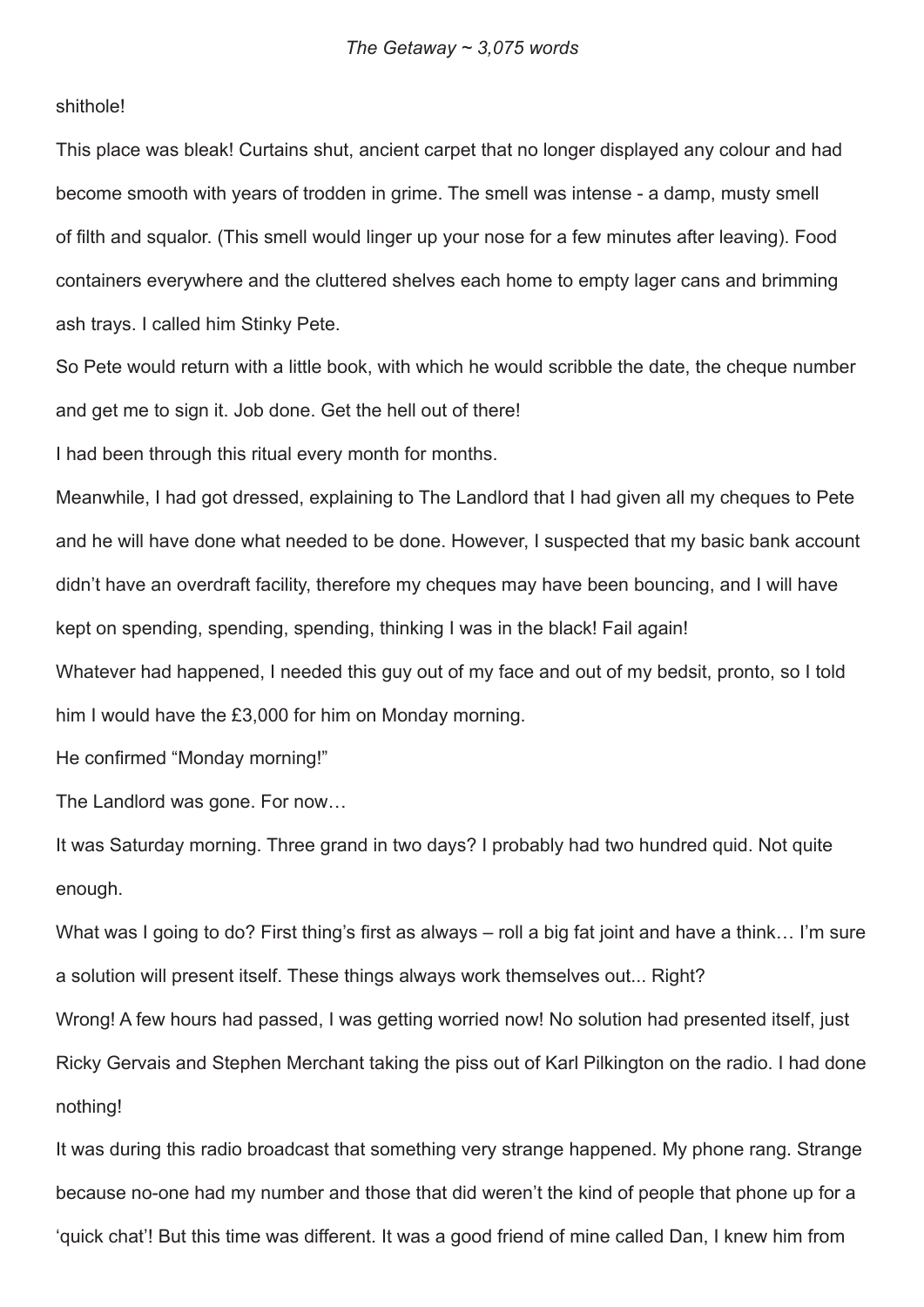shithole!

This place was bleak! Curtains shut, ancient carpet that no longer displayed any colour and had become smooth with years of trodden in grime. The smell was intense - a damp, musty smell of filth and squalor. (This smell would linger up your nose for a few minutes after leaving). Food containers everywhere and the cluttered shelves each home to empty lager cans and brimming ash trays. I called him Stinky Pete.

So Pete would return with a little book, with which he would scribble the date, the cheque number and get me to sign it. Job done. Get the hell out of there!

I had been through this ritual every month for months.

Meanwhile, I had got dressed, explaining to The Landlord that I had given all my cheques to Pete and he will have done what needed to be done. However, I suspected that my basic bank account didn't have an overdraft facility, therefore my cheques may have been bouncing, and I will have kept on spending, spending, spending, thinking I was in the black! Fail again!

Whatever had happened, I needed this guy out of my face and out of my bedsit, pronto, so I told him I would have the £3,000 for him on Monday morning.

He confirmed "Monday morning!"

The Landlord was gone. For now…

It was Saturday morning. Three grand in two days? I probably had two hundred quid. Not quite enough.

What was I going to do? First thing's first as always – roll a big fat joint and have a think… I'm sure a solution will present itself. These things always work themselves out... Right?

Wrong! A few hours had passed, I was getting worried now! No solution had presented itself, just Ricky Gervais and Stephen Merchant taking the piss out of Karl Pilkington on the radio. I had done nothing!

It was during this radio broadcast that something very strange happened. My phone rang. Strange because no-one had my number and those that did weren't the kind of people that phone up for a 'quick chat'! But this time was different. It was a good friend of mine called Dan, I knew him from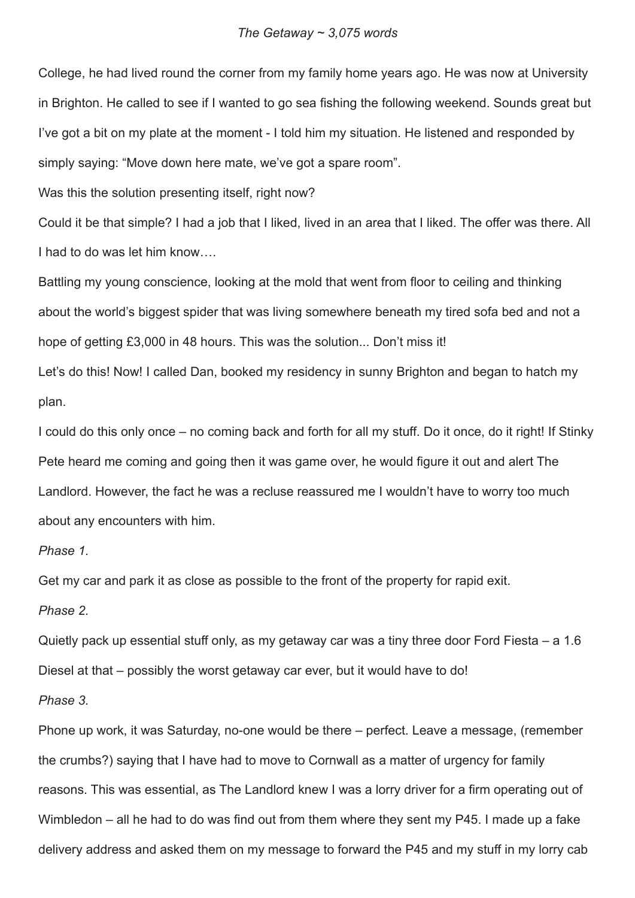College, he had lived round the corner from my family home years ago. He was now at University in Brighton. He called to see if I wanted to go sea fishing the following weekend. Sounds great but I've got a bit on my plate at the moment - I told him my situation. He listened and responded by simply saying: "Move down here mate, we've got a spare room".

Was this the solution presenting itself, right now?

Could it be that simple? I had a job that I liked, lived in an area that I liked. The offer was there. All I had to do was let him know….

Battling my young conscience, looking at the mold that went from floor to ceiling and thinking about the world's biggest spider that was living somewhere beneath my tired sofa bed and not a hope of getting £3,000 in 48 hours. This was the solution... Don't miss it!

Let's do this! Now! I called Dan, booked my residency in sunny Brighton and began to hatch my plan.

I could do this only once – no coming back and forth for all my stuff. Do it once, do it right! If Stinky Pete heard me coming and going then it was game over, he would figure it out and alert The Landlord. However, the fact he was a recluse reassured me I wouldn't have to worry too much about any encounters with him.

*Phase 1.*

Get my car and park it as close as possible to the front of the property for rapid exit.

*Phase 2.*

Quietly pack up essential stuff only, as my getaway car was a tiny three door Ford Fiesta – a 1.6 Diesel at that – possibly the worst getaway car ever, but it would have to do!

*Phase 3.*

Phone up work, it was Saturday, no-one would be there – perfect. Leave a message, (remember the crumbs?) saying that I have had to move to Cornwall as a matter of urgency for family reasons. This was essential, as The Landlord knew I was a lorry driver for a firm operating out of Wimbledon – all he had to do was find out from them where they sent my P45. I made up a fake delivery address and asked them on my message to forward the P45 and my stuff in my lorry cab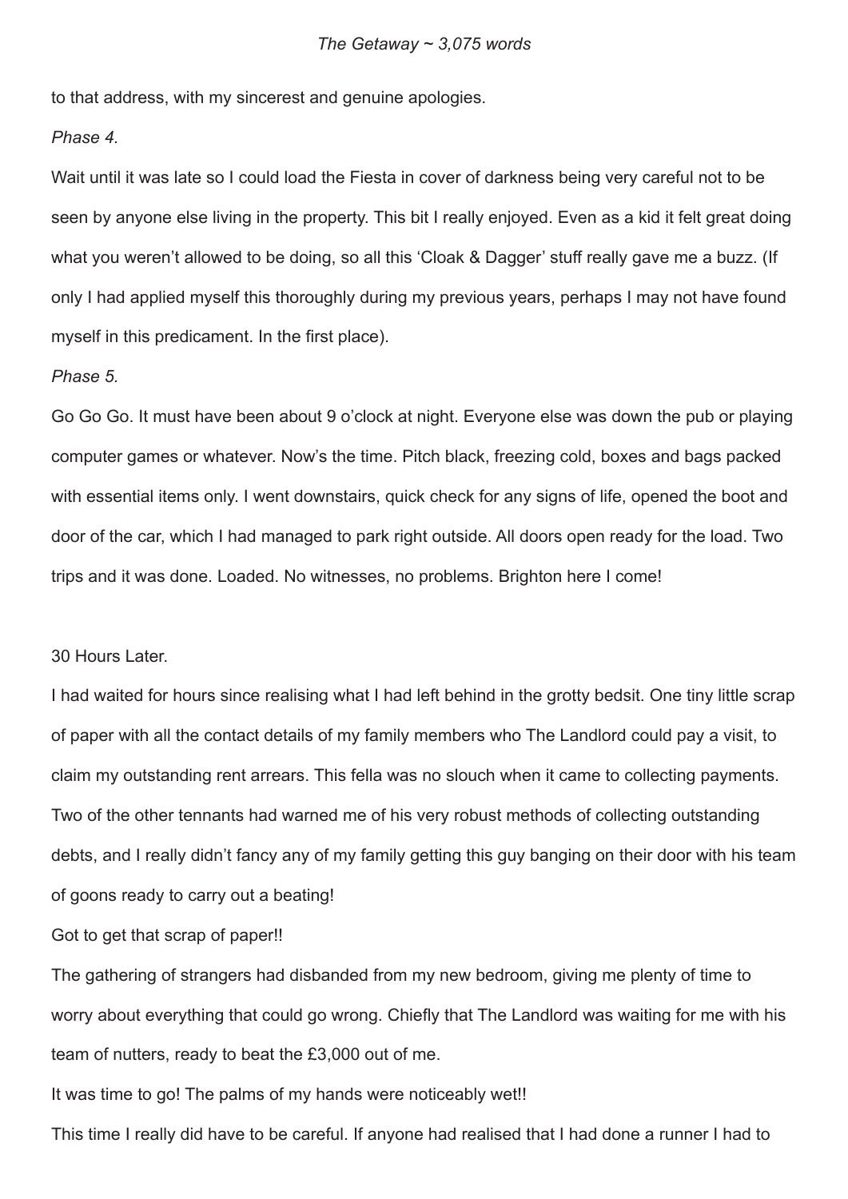to that address, with my sincerest and genuine apologies.

*Phase 4.*

Wait until it was late so I could load the Fiesta in cover of darkness being very careful not to be seen by anyone else living in the property. This bit I really enjoyed. Even as a kid it felt great doing what you weren't allowed to be doing, so all this 'Cloak & Dagger' stuff really gave me a buzz. (If only I had applied myself this thoroughly during my previous years, perhaps I may not have found myself in this predicament. In the first place).

*Phase 5.*

Go Go Go. It must have been about 9 o'clock at night. Everyone else was down the pub or playing computer games or whatever. Now's the time. Pitch black, freezing cold, boxes and bags packed with essential items only. I went downstairs, quick check for any signs of life, opened the boot and door of the car, which I had managed to park right outside. All doors open ready for the load. Two trips and it was done. Loaded. No witnesses, no problems. Brighton here I come!

30 Hours Later.

I had waited for hours since realising what I had left behind in the grotty bedsit. One tiny little scrap of paper with all the contact details of my family members who The Landlord could pay a visit, to claim my outstanding rent arrears. This fella was no slouch when it came to collecting payments. Two of the other tennants had warned me of his very robust methods of collecting outstanding debts, and I really didn't fancy any of my family getting this guy banging on their door with his team of goons ready to carry out a beating!

Got to get that scrap of paper!!

The gathering of strangers had disbanded from my new bedroom, giving me plenty of time to worry about everything that could go wrong. Chiefly that The Landlord was waiting for me with his team of nutters, ready to beat the £3,000 out of me.

It was time to go! The palms of my hands were noticeably wet!!

This time I really did have to be careful. If anyone had realised that I had done a runner I had to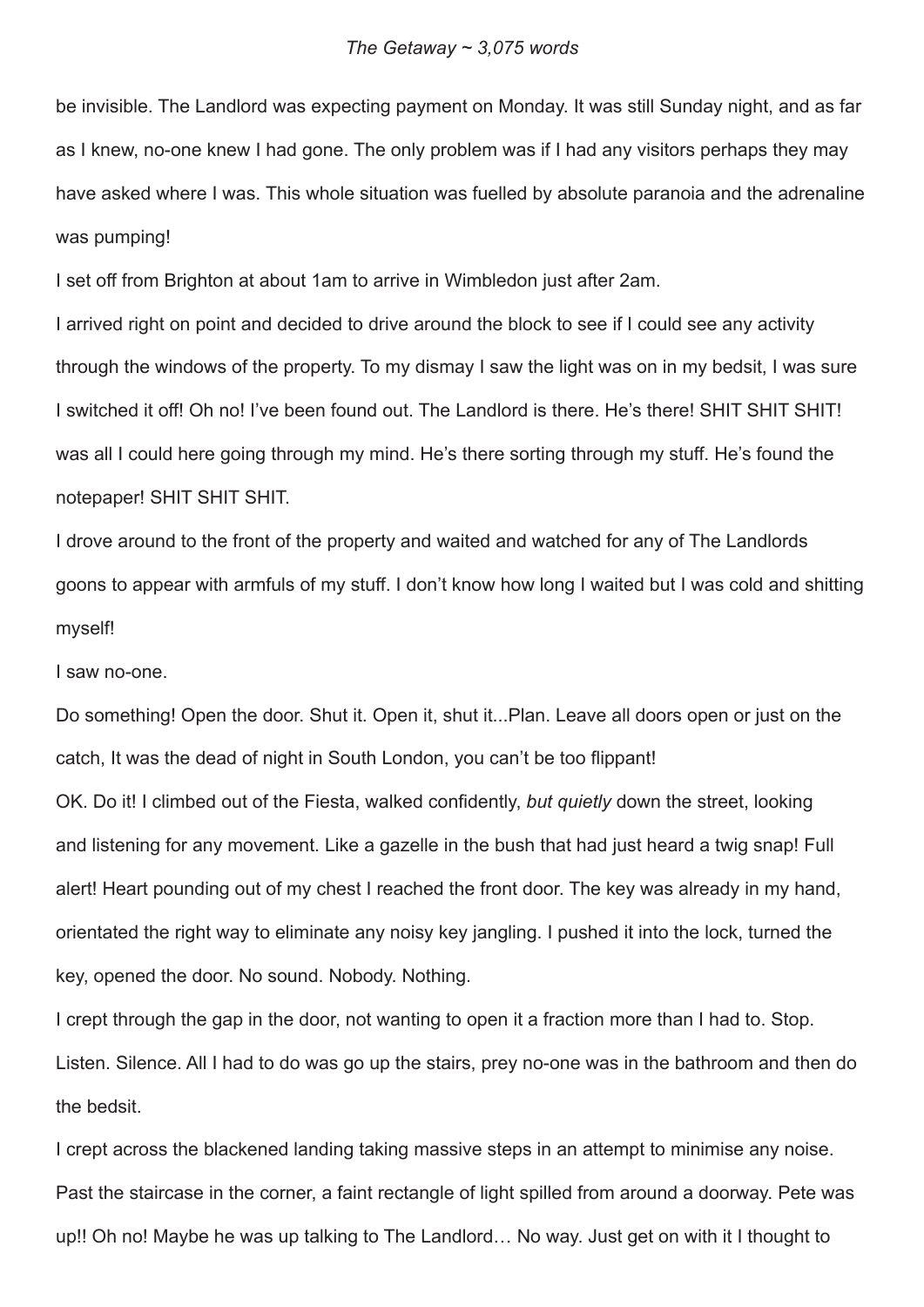be invisible. The Landlord was expecting payment on Monday. It was still Sunday night, and as far as I knew, no-one knew I had gone. The only problem was if I had any visitors perhaps they may have asked where I was. This whole situation was fuelled by absolute paranoia and the adrenaline was pumping!

I set off from Brighton at about 1am to arrive in Wimbledon just after 2am.

I arrived right on point and decided to drive around the block to see if I could see any activity through the windows of the property. To my dismay I saw the light was on in my bedsit, I was sure I switched it off! Oh no! I've been found out. The Landlord is there. He's there! SHIT SHIT SHIT! was all I could here going through my mind. He's there sorting through my stuff. He's found the notepaper! SHIT SHIT SHIT.

I drove around to the front of the property and waited and watched for any of The Landlords goons to appear with armfuls of my stuff. I don't know how long I waited but I was cold and shitting myself!

I saw no-one.

Do something! Open the door. Shut it. Open it, shut it...Plan. Leave all doors open or just on the catch, It was the dead of night in South London, you can't be too flippant!

OK. Do it! I climbed out of the Fiesta, walked confidently, *but quietly* down the street, looking and listening for any movement. Like a gazelle in the bush that had just heard a twig snap! Full alert! Heart pounding out of my chest I reached the front door. The key was already in my hand, orientated the right way to eliminate any noisy key jangling. I pushed it into the lock, turned the key, opened the door. No sound. Nobody. Nothing.

I crept through the gap in the door, not wanting to open it a fraction more than I had to. Stop. Listen. Silence. All I had to do was go up the stairs, prey no-one was in the bathroom and then do the bedsit.

I crept across the blackened landing taking massive steps in an attempt to minimise any noise. Past the staircase in the corner, a faint rectangle of light spilled from around a doorway. Pete was up!! Oh no! Maybe he was up talking to The Landlord… No way. Just get on with it I thought to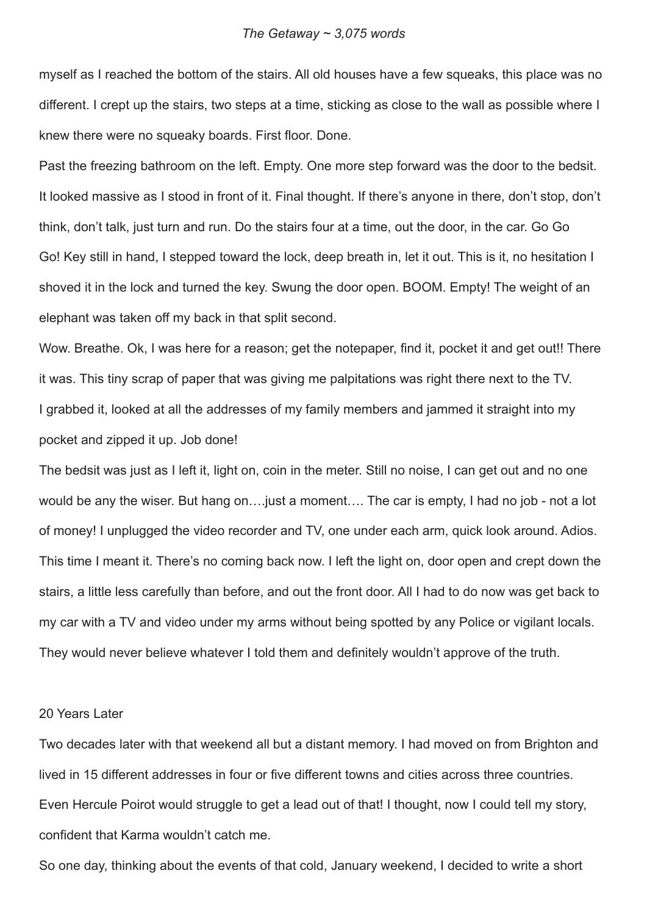myself as I reached the bottom of the stairs. All old houses have a few squeaks, this place was no different. I crept up the stairs, two steps at a time, sticking as close to the wall as possible where I knew there were no squeaky boards. First floor. Done.

Past the freezing bathroom on the left. Empty. One more step forward was the door to the bedsit. It looked massive as I stood in front of it. Final thought. If there's anyone in there, don't stop, don't think, don't talk, just turn and run. Do the stairs four at a time, out the door, in the car. Go Go Go! Key still in hand, I stepped toward the lock, deep breath in, let it out. This is it, no hesitation I shoved it in the lock and turned the key. Swung the door open. BOOM. Empty! The weight of an elephant was taken off my back in that split second.

Wow. Breathe. Ok, I was here for a reason; get the notepaper, find it, pocket it and get out!! There it was. This tiny scrap of paper that was giving me palpitations was right there next to the TV.

I grabbed it, looked at all the addresses of my family members and jammed it straight into my pocket and zipped it up. Job done!

The bedsit was just as I left it, light on, coin in the meter. Still no noise, I can get out and no one would be any the wiser. But hang on….just a moment…. The car is empty, I had no job - not a lot of money! I unplugged the video recorder and TV, one under each arm, quick look around. Adios. This time I meant it. There's no coming back now. I left the light on, door open and crept down the stairs, a little less carefully than before, and out the front door. All I had to do now was get back to my car with a TV and video under my arms without being spotted by any Police or vigilant locals. They would never believe whatever I told them and definitely wouldn't approve of the truth.

20 Years Later

Two decades later with that weekend all but a distant memory. I had moved on from Brighton and lived in 15 different addresses in four or five different towns and cities across three countries. Even Hercule Poirot would struggle to get a lead out of that! I thought, now I could tell my story, confident that Karma wouldn't catch me.

So one day, thinking about the events of that cold, January weekend, I decided to write a short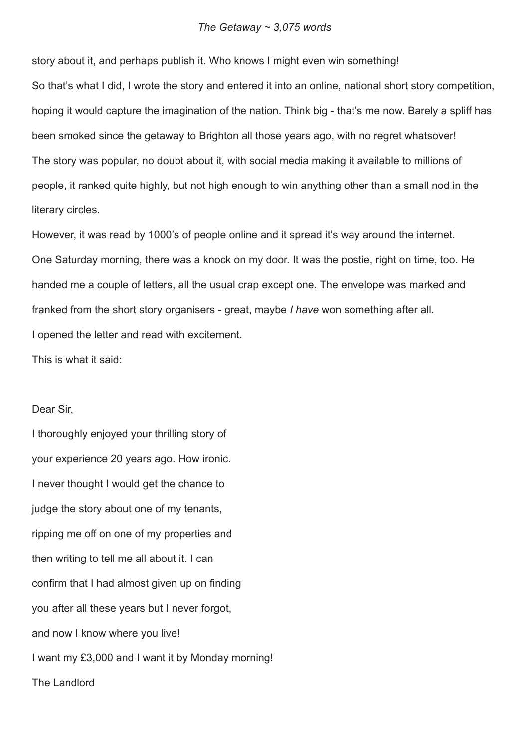story about it, and perhaps publish it. Who knows I might even win something!

So that's what I did, I wrote the story and entered it into an online, national short story competition, hoping it would capture the imagination of the nation. Think big - that's me now. Barely a spliff has been smoked since the getaway to Brighton all those years ago, with no regret whatsoever!

The story was popular, no doubt about it, with social media making it available to millions of people, it ranked quite highly, but not high enough to win anything other than a small nod in the literary circles.

However, it was read by 1000's of people online and it spread it's way around the internet.

One Saturday morning, there was a knock on my door. It was the postie, right on time, too. He handed me a couple of letters, all the usual crap except one. The envelope was marked and franked from the short story organisers - great, maybe *I have* won something after all.

I opened the letter and read with excitement.

This is what it said:

Dear Sir,

I thoroughly enjoyed your thrilling story of your experience 20 years ago. How ironic. I never thought I would get the chance to judge the story about one of my tenants, ripping me off on one of my properties and then writing to tell me all about it. I can confirm that I had almost given up on finding you after all these years but I never forgot, and now I know where you live!

I want my £3,000 and I want it by Monday morning!

The Landlord